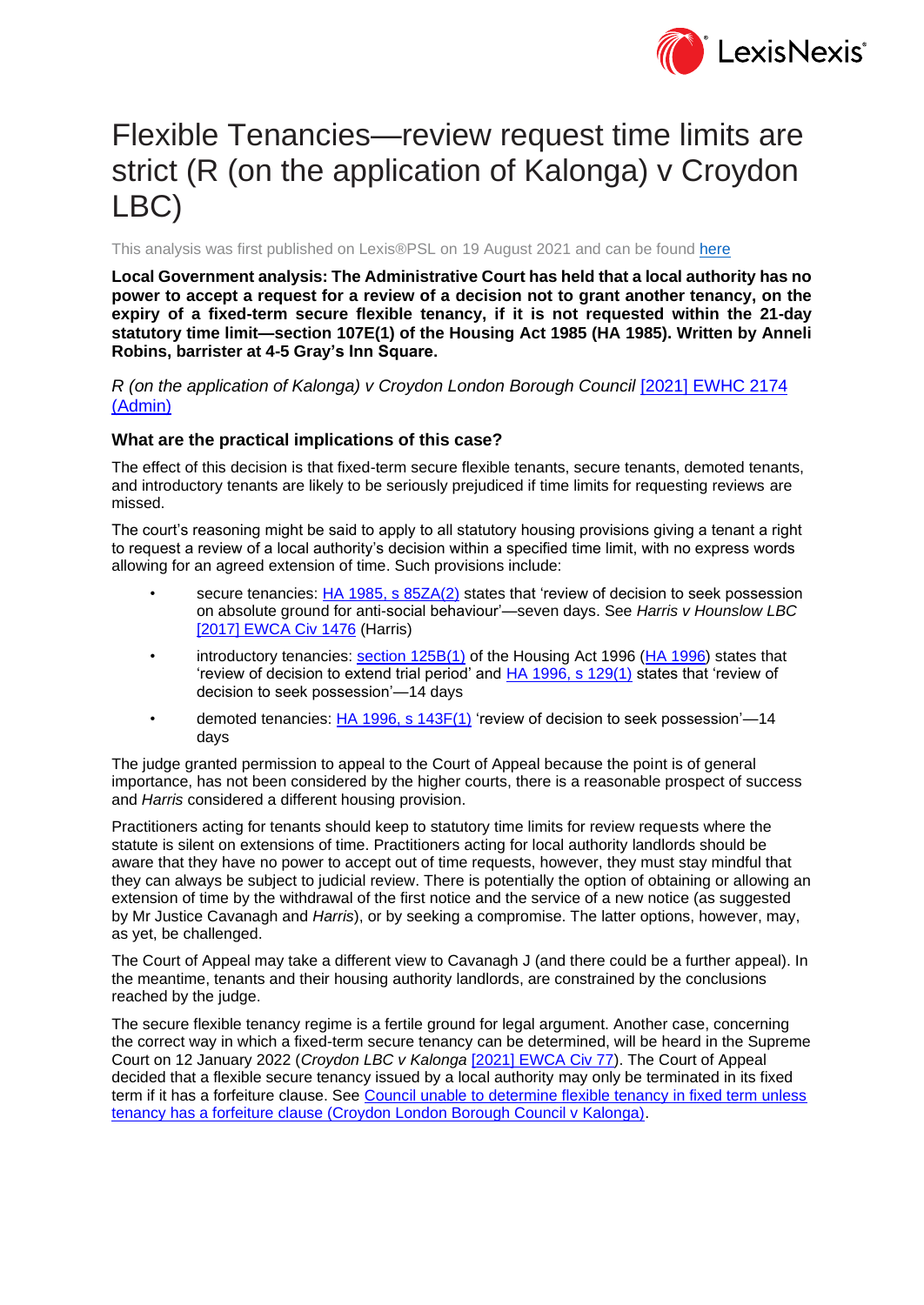# Flexible Tenancies—review request time limits are strict (R (on the application of Kalonga) v Croydon LBC)

This analysis was first published on Lexis®PSL on 19 August 2021 and can be found here

**Local Government analysis: The Administrative Court has held that a local authority has no power to accept a request for a review of a decision not to grant another tenancy, on the expiry of a fixed-term secure flexible tenancy, if it is not requested within the 21-day statutory time limit—section 107E(1) of the Housing Act 1985 (HA 1985). Written by Anneli Robins, barrister at 4-5 Gray's Inn Square.**

*R (on the application of Kalonga) v Croydon London Borough Council* [2021] EWHC 2174 (Admin)

### What are the practical implications of this case?

The effect of this decision is that fixed-term secure flexible tenants, secure tenants, demoted tenants, and introductory tenants are likely to be seriously prejudiced if time limits for requesting reviews are missed.

The court's reasoning might be said to apply to all statutory housing provisions giving a tenant a right to request a review of a local authority's decision within a specified time limit, with no express words allowing for an agreed extension of time. Such provisions include:

- secure tenancies: HA 1985, s 85ZA(2) states that 'review of decision to seek possession on absolute ground for anti-social behaviour'—seven days. See *Harris v Hounslow LBC* [2017] EWCA Civ 1476 (Harris)
- introductory tenancies: section 125B(1) of the Housing Act 1996 (HA 1996) states that 'review of decision to extend trial period' and HA 1996, s 129(1) states that 'review of decision to seek possession'—14 days
- demoted tenancies: HA 1996, s 143F(1) 'review of decision to seek possession'—14 days

The judge granted permission to appeal to the Court of Appeal because the point is of general importance, has not been considered by the higher courts, there is a reasonable prospect of success and *Harris* considered a different housing provision.

Practitioners acting for tenants should keep to statutory time limits for review requests where the statute is silent on extensions of time. Practitioners acting for local authority landlords should be aware that they have no power to accept out of time requests, however, they must stay mindful that they can always be subject to judicial review. There is potentially the option of obtaining or allowing an extension of time by the withdrawal of the first notice and the service of a new notice (as suggested by Mr Justice Cavanagh and *Harris*), or by seeking a compromise. The latter options, however, may, as yet, be challenged.

The Court of Appeal may take a different view to Cavanagh J (and there could be a further appeal). In the meantime, tenants and their housing authority landlords, are constrained by the conclusions reached by the judge.

The secure flexible tenancy regime is a fertile ground for legal argument. Another case, concerning the correct way in which a fixed-term secure tenancy can be determined, will be heard in the Supreme Court on 12 January 2022 (*Croydon LBC v Kalonga* [2021] EWCA Civ 77). The Court of Appeal decided that a flexible secure tenancy issued by a local authority may only be terminated in its fixed term if it has a forfeiture clause. See Council unable to determine flexible tenancy in fixed term unless tenancy has a forfeiture clause (Croydon London Borough Council v Kalonga).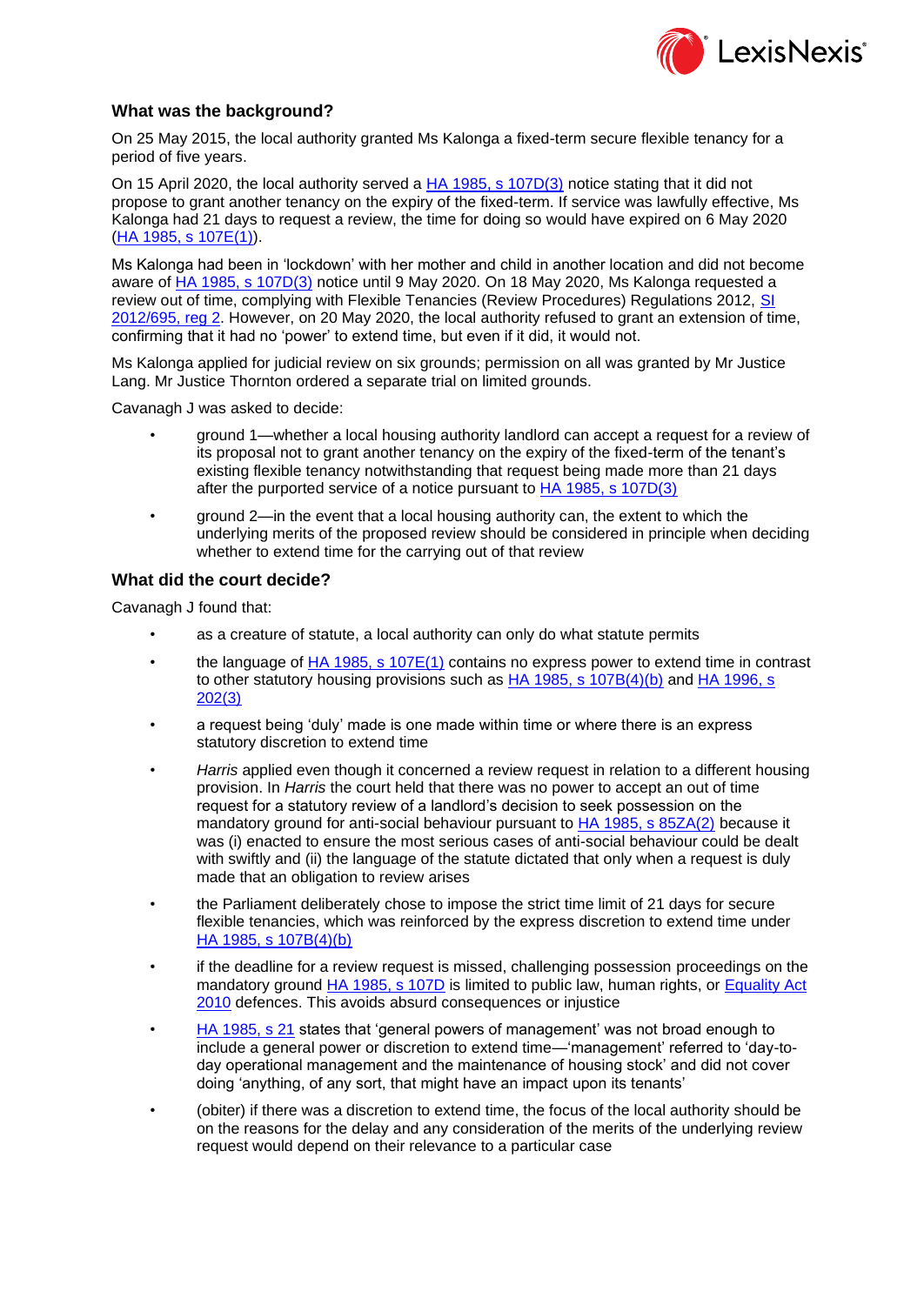## What was the background?

On 25 May 2015, the local authority granted Ms Kalonga a fixed-term secure flexible tenancy for a period of five years.

On 15 April 2020, the local authority served a HA 1985, s 107D(3) notice stating that it did not propose to grant another tenancy on the expiry of the fixed-term. If service was lawfully effective, Ms Kalonga had 21 days to request a review, the time for doing so would have expired on 6 May 2020 (HA 1985, s 107E(1)).

Ms Kalonga had been in 'lockdown' with her mother and child in another location and did not become aware of HA 1985, s 107D(3) notice until 9 May 2020. On 18 May 2020, Ms Kalonga requested a review out of time, complying with Flexible Tenancies (Review Procedures) Regulations 2012, SI 2012/695, reg 2. However, on 20 May 2020, the local authority refused to grant an extension of time, confirming that it had no 'power' to extend time, but even if it did, it would not.

Ms Kalonga applied for judicial review on six grounds; permission on all was granted by Mr Justice Lang. Mr Justice Thornton ordered a separate trial on limited grounds.

Cavanagh J was asked to decide:

- ground 1—whether a local housing authority landlord can accept a request for a review of its proposal not to grant another tenancy on the expiry of the fixed-term of the tenant's existing flexible tenancy notwithstanding that request being made more than 21 days after the purported service of a notice pursuant to HA 1985, s 107D(3)
- ground 2—in the event that a local housing authority can, the extent to which the underlying merits of the proposed review should be considered in principle when deciding whether to extend time for the carrying out of that review

## What did the court decide?

Cavanagh J found that:

- as a creature of statute, a local authority can only do what statute permits
- the language of HA 1985, s 107E(1) contains no express power to extend time in contrast to other statutory housing provisions such as HA 1985, s 107B(4)(b) and HA 1996, s 202(3)
- a request being 'duly' made is one made within time or where there is an express statutory discretion to extend time
- *Harris* applied even though it concerned a review request in relation to a different housing provision. In *Harris* the court held that there was no power to accept an out of time request for a statutory review of a landlord's decision to seek possession on the mandatory ground for anti-social behaviour pursuant to HA 1985, s 85ZA(2) because it was (i) enacted to ensure the most serious cases of anti-social behaviour could be dealt with swiftly and (ii) the language of the statute dictated that only when a request is duly made that an obligation to review arises
- the Parliament deliberately chose to impose the strict time limit of 21 days for secure flexible tenancies, which was reinforced by the express discretion to extend time under HA 1985, s 107B(4)(b)
- if the deadline for a review request is missed, challenging possession proceedings on the mandatory ground HA 1985, s 107D is limited to public law, human rights, or Equality Act 2010 defences. This avoids absurd consequences or injustice
- HA 1985, s 21 states that 'general powers of management' was not broad enough to include a general power or discretion to extend time—'management' referred to 'day-to-day operational management and the maintenance of housing stock' and did not cover doing 'anything, of any sort, that might have an impact upon its tenants'
- (obiter) if there was a discretion to extend time, the focus of the local authority should be on the reasons for the delay and any consideration of the merits of the underlying review request would depend on their relevance to a particular case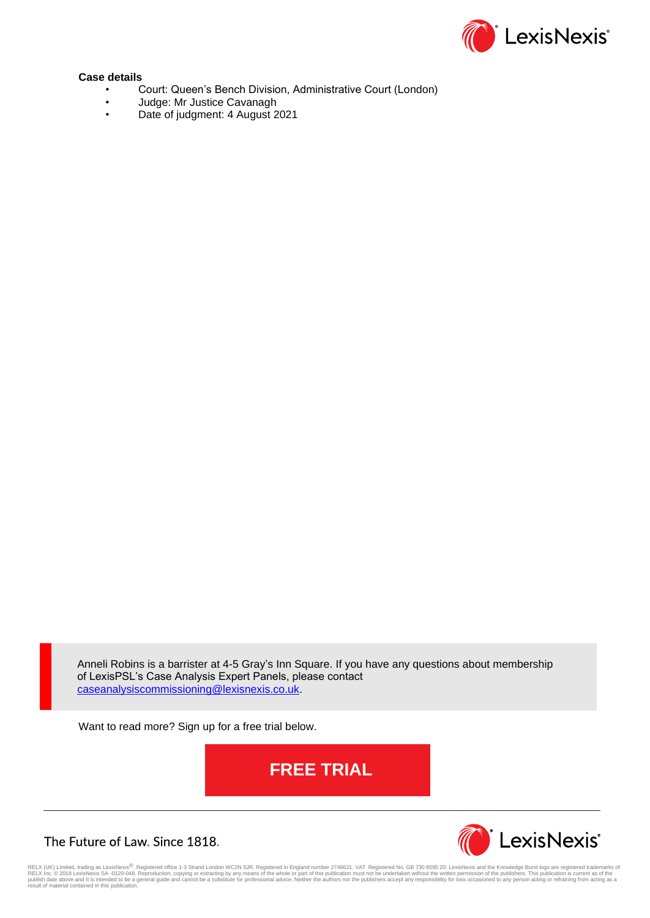**Case details**

- Court: Queen's Bench Division, Administrative Court (London)
- Judge: Mr Justice Cavanagh
- Date of judgment: 4 August 2021

Anneli Robins is a barrister at 4-5 Gray's Inn Square. If you have any questions about membership of LexisPSL's Case Analysis Expert Panels, please contact caseanalysiscommissioning@lexisnexis.co.uk.

Want to read more? Sign up for a free trial below.

**FREE TRIAL**

The Future of Law. Since 1818.

RELX (UK) Limited, trading as LexisNexis®. Registered office 1-3 Strand London WC2N 5JR. Registered in England number 2746621. VAT Registered No. GB 730 8595 20. LexisNexis and the Knowledge Burst logo are registered trademarks of RELX Inc. © 2018 LexisNexis SA -0120-048. Reproduction, copying or extracting by any means of the whole or part of this publication must not be undertaken without the written permission of the publishers. This publication is current as of the publish date above and it is intended to be a general guide and cannot be a substitute for professional advice. Neither the authors nor the publishers accept any responsibility for loss occasioned to any person acting or refraining from acting as a result of material contained in this publication.